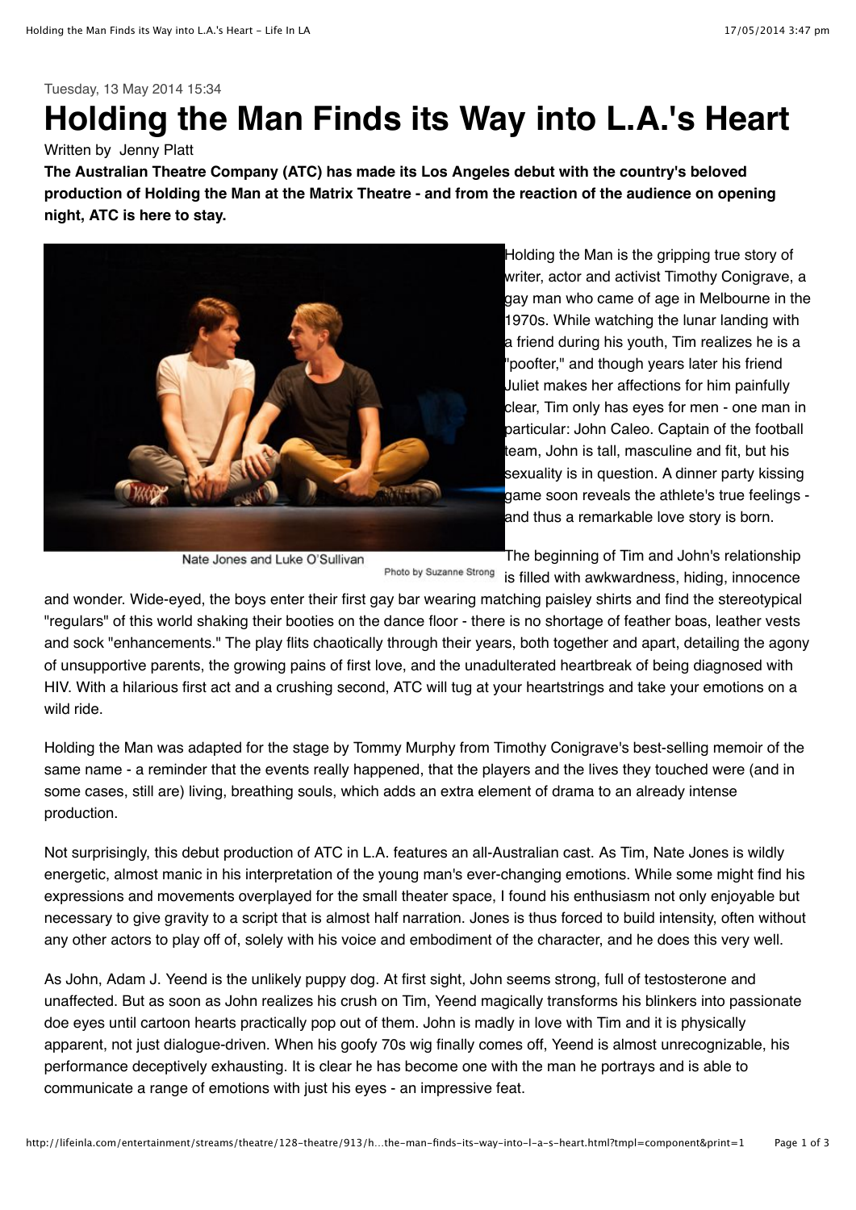Tuesday, 13 May 2014 15:34

# Holding the Man Finds its Way into L.A.'s Heart

Written by Jenny Platt

**The Australian Theatre Company (ATC) has made its Los Angeles debut with the country's beloved production of Holding the Man at the Matrix Theatre - and from the reaction of the audience on opening night, ATC is here to stay.**

Nate Jones and Luke O'Sullivan

Photo by Suzanne Strong

Holding the Man is the gripping true story of writer, actor and activist Timothy Conigrave, a gay man who came of age in Melbourne in the 1970s. While watching the lunar landing with a friend during his youth, Tim realizes he is a "poofter," and though years later his friend Juliet makes her affections for him painfully clear, Tim only has eyes for men - one man in particular: John Caleo. Captain of the football team, John is tall, masculine and fit, but his sexuality is in question. A dinner party kissing game soon reveals the athlete's true feelings - and thus a remarkable love story is born.

The beginning of Tim and John's relationship is filled with awkwardness, hiding, innocence and wonder. Wide-eyed, the boys enter their first gay bar wearing matching paisley shirts and find the stereotypical "regulars" of this world shaking their booties on the dance floor - there is no shortage of feather boas, leather vests and sock "enhancements." The play flits chaotically through their years, both together and apart, detailing the agony of unsupportive parents, the growing pains of first love, and the unadulterated heartbreak of being diagnosed with HIV. With a hilarious first act and a crushing second, ATC will tug at your heartstrings and take your emotions on a wild ride.

Holding the Man was adapted for the stage by Tommy Murphy from Timothy Conigrave's best-selling memoir of the same name - a reminder that the events really happened, that the players and the lives they touched were (and in some cases, still are) living, breathing souls, which adds an extra element of drama to an already intense production.

Not surprisingly, this debut production of ATC in L.A. features an all-Australian cast. As Tim, Nate Jones is wildly energetic, almost manic in his interpretation of the young man's ever-changing emotions. While some might find his expressions and movements overplayed for the small theater space, I found his enthusiasm not only enjoyable but necessary to give gravity to a script that is almost half narration. Jones is thus forced to build intensity, often without any other actors to play off of, solely with his voice and embodiment of the character, and he does this very well.

As John, Adam J. Yeend is the unlikely puppy dog. At first sight, John seems strong, full of testosterone and unaffected. But as soon as John realizes his crush on Tim, Yeend magically transforms his blinkers into passionate doe eyes until cartoon hearts practically pop out of them. John is madly in love with Tim and it is physically apparent, not just dialogue-driven. When his goofy 70s wig finally comes off, Yeend is almost unrecognizable, his performance deceptively exhausting. It is clear he has become one with the man he portrays and is able to communicate a range of emotions with just his eyes - an impressive feat.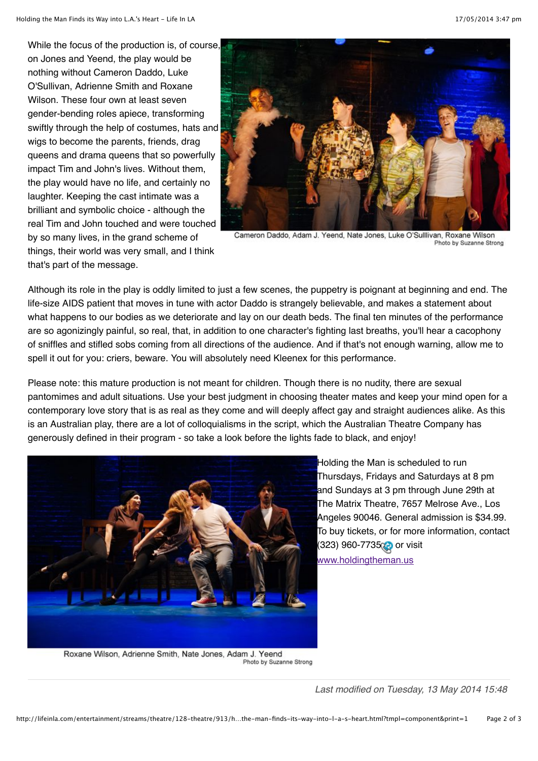While the focus of the production is, of course, on Jones and Yeend, the play would be nothing without Cameron Daddo, Luke O'Sullivan, Adrienne Smith and Roxane Wilson. These four own at least seven gender-bending roles apiece, transforming swiftly through the help of costumes, hats and wigs to become the parents, friends, drag queens and drama queens that so powerfully impact Tim and John's lives. Without them, the play would have no life, and certainly no laughter. Keeping the cast intimate was a brilliant and symbolic choice - although the real Tim and John touched and were touched by so many lives, in the grand scheme of things, their world was very small, and I think that's part of the message.

Cameron Daddo, Adam J. Yeend, Nate Jones, Luke O'Sulllivan, Roxane Wilson
Photo by Suzanne Strong

Although its role in the play is oddly limited to just a few scenes, the puppetry is poignant at beginning and end. The life-size AIDS patient that moves in tune with actor Daddo is strangely believable, and makes a statement about what happens to our bodies as we deteriorate and lay on our death beds. The final ten minutes of the performance are so agonizingly painful, so real, that, in addition to one character's fighting last breaths, you'll hear a cacophony of sniffles and stifled sobs coming from all directions of the audience. And if that's not enough warning, allow me to spell it out for you: criers, beware. You will absolutely need Kleenex for this performance.

Please note: this mature production is not meant for children. Though there is no nudity, there are sexual pantomimes and adult situations. Use your best judgment in choosing theater mates and keep your mind open for a contemporary love story that is as real as they come and will deeply affect gay and straight audiences alike. As this is an Australian play, there are a lot of colloquialisms in the script, which the Australian Theatre Company has generously defined in their program - so take a look before the lights fade to black, and enjoy!

Roxane Wilson, Adrienne Smith, Nate Jones, Adam J. Yeend
Photo by Suzanne Strong

Holding the Man is scheduled to run Thursdays, Fridays and Saturdays at 8 pm and Sundays at 3 pm through June 29th at The Matrix Theatre, 7657 Melrose Ave., Los Angeles 90046. General admission is $34.99. To buy tickets, or for more information, contact (323) 960-7735 or visit www.holdingtheman.us

*Last modified on Tuesday, 13 May 2014 15:48*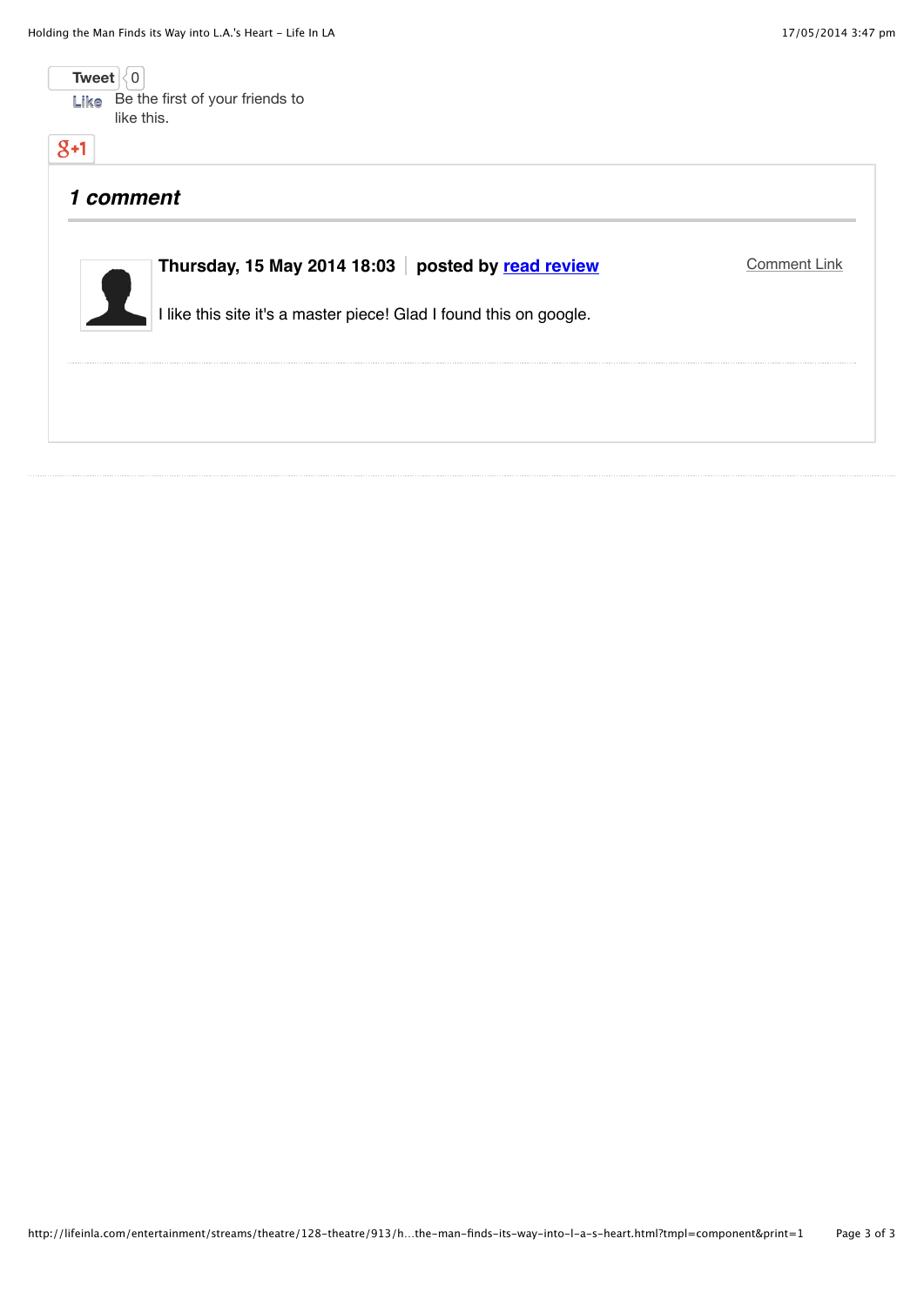Tweet 0

Like Be the first of your friends to like this.

+1

## 1 comment

**Thursday, 15 May 2014 18:03** | **posted by read review**

Comment Link

I like this site it's a master piece! Glad I found this on google.